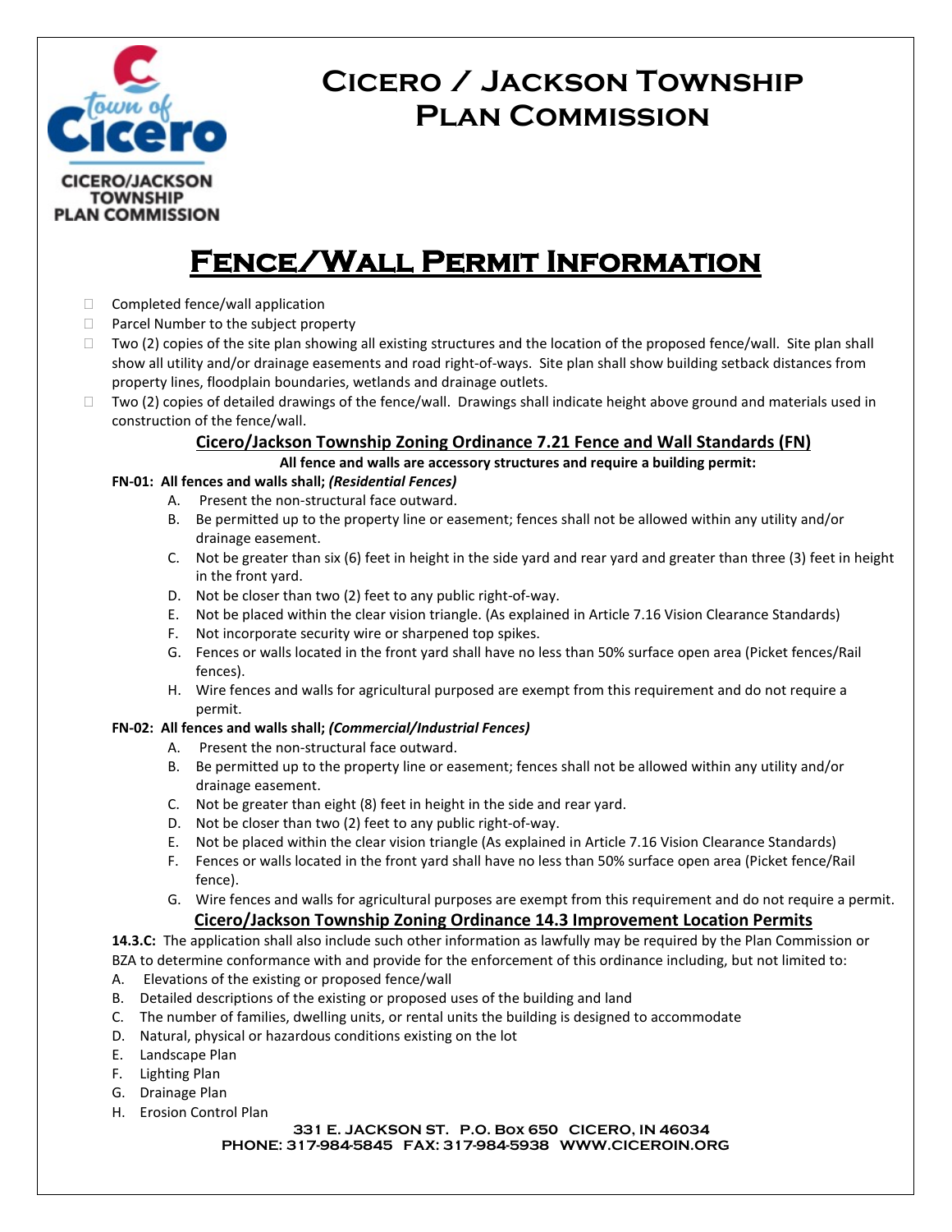# Cicero / Jackson Township Plan Commission

CICERO/JACKSON TOWNSHIP PLAN COMMISSION

## Fence/Wall Permit Information

- ☐ Completed fence/wall application
- ☐ Parcel Number to the subject property
- ☐ Two (2) copies of the site plan showing all existing structures and the location of the proposed fence/wall. Site plan shall show all utility and/or drainage easements and road right-of-ways. Site plan shall show building setback distances from property lines, floodplain boundaries, wetlands and drainage outlets.
- ☐ Two (2) copies of detailed drawings of the fence/wall. Drawings shall indicate height above ground and materials used in construction of the fence/wall.

### Cicero/Jackson Township Zoning Ordinance 7.21 Fence and Wall Standards (FN)

**All fence and walls are accessory structures and require a building permit:**

**FN-01: All fences and walls shall; *(Residential Fences)***

A. Present the non-structural face outward.
B. Be permitted up to the property line or easement; fences shall not be allowed within any utility and/or drainage easement.
C. Not be greater than six (6) feet in height in the side yard and rear yard and greater than three (3) feet in height in the front yard.
D. Not be closer than two (2) feet to any public right-of-way.
E. Not be placed within the clear vision triangle. (As explained in Article 7.16 Vision Clearance Standards)
F. Not incorporate security wire or sharpened top spikes.
G. Fences or walls located in the front yard shall have no less than 50% surface open area (Picket fences/Rail fences).
H. Wire fences and walls for agricultural purposed are exempt from this requirement and do not require a permit.

**FN-02: All fences and walls shall; *(Commercial/Industrial Fences)***

A. Present the non-structural face outward.
B. Be permitted up to the property line or easement; fences shall not be allowed within any utility and/or drainage easement.
C. Not be greater than eight (8) feet in height in the side and rear yard.
D. Not be closer than two (2) feet to any public right-of-way.
E. Not be placed within the clear vision triangle (As explained in Article 7.16 Vision Clearance Standards)
F. Fences or walls located in the front yard shall have no less than 50% surface open area (Picket fence/Rail fence).
G. Wire fences and walls for agricultural purposes are exempt from this requirement and do not require a permit.

### Cicero/Jackson Township Zoning Ordinance 14.3 Improvement Location Permits

**14.3.C:** The application shall also include such other information as lawfully may be required by the Plan Commission or BZA to determine conformance with and provide for the enforcement of this ordinance including, but not limited to:

A. Elevations of the existing or proposed fence/wall
B. Detailed descriptions of the existing or proposed uses of the building and land
C. The number of families, dwelling units, or rental units the building is designed to accommodate
D. Natural, physical or hazardous conditions existing on the lot
E. Landscape Plan
F. Lighting Plan
G. Drainage Plan
H. Erosion Control Plan

331 E. JACKSON ST. P.O. Box 650 CICERO, IN 46034
PHONE: 317-984-5845 FAX: 317-984-5938 WWW.CICEROIN.ORG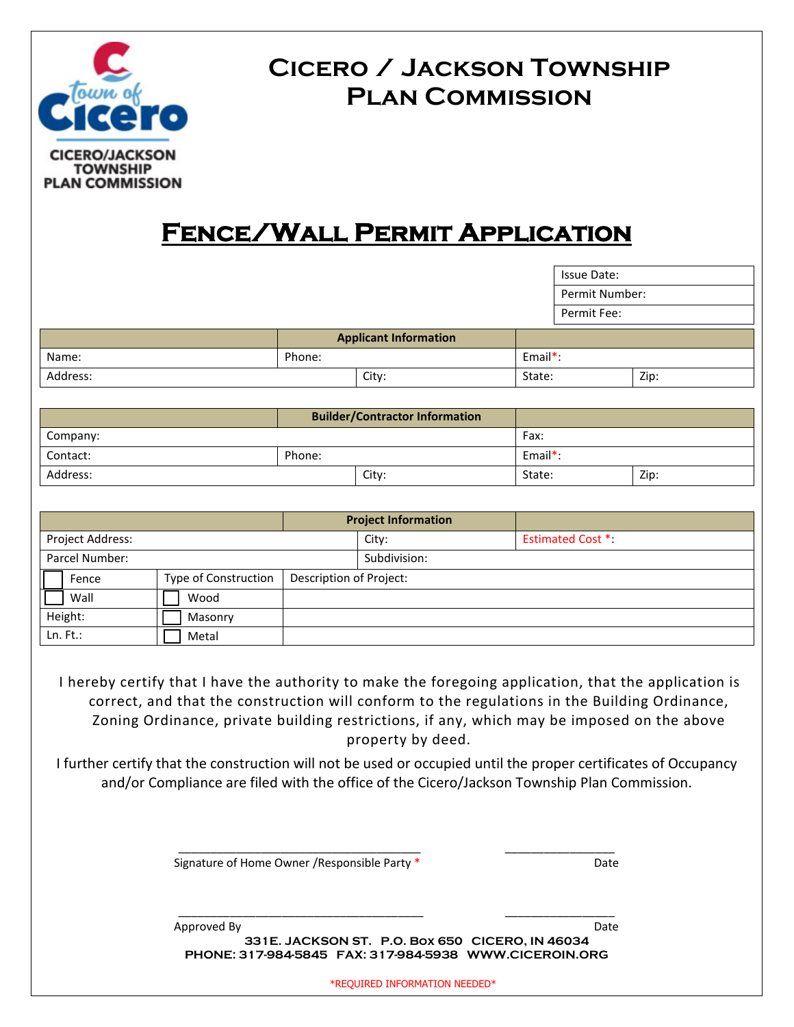# Cicero / Jackson Township Plan Commission

CICERO/JACKSON TOWNSHIP PLAN COMMISSION

## Fence/Wall Permit Application

| |
|---|
| Issue Date: |
| Permit Number: |
| Permit Fee: |

| | Applicant Information | | | |
|---|---|---|---|---|
| Name: | Phone: | | Email*: | |
| Address: | | City: | State: | Zip: |

| | Builder/Contractor Information | | | |
|---|---|---|---|---|
| Company: | | | Fax: | |
| Contact: | Phone: | | Email*: | |
| Address: | | City: | State: | Zip: |

| | | Project Information | | |
|---|---|---|---|---|
| Project Address: | | | City: | Estimated Cost *: |
| Parcel Number: | | | Subdivision: | |
| ☐ Fence | Type of Construction | Description of Project: | | |
| ☐ Wall | ☐ Wood | | | |
| Height: | ☐ Masonry | | | |
| Ln. Ft.: | ☐ Metal | | | |

I hereby certify that I have the authority to make the foregoing application, that the application is correct, and that the construction will conform to the regulations in the Building Ordinance, Zoning Ordinance, private building restrictions, if any, which may be imposed on the above property by deed.

I further certify that the construction will not be used or occupied until the proper certificates of Occupancy and/or Compliance are filed with the office of the Cicero/Jackson Township Plan Commission.

_______________________________________ ________________

Signature of Home Owner /Responsible Party * Date

_______________________________________ ________________

Approved By Date

331 E. JACKSON ST. P.O. Box 650 CICERO, IN 46034
PHONE: 317-984-5845 FAX: 317-984-5938 WWW.CICEROIN.ORG

*REQUIRED INFORMATION NEEDED*